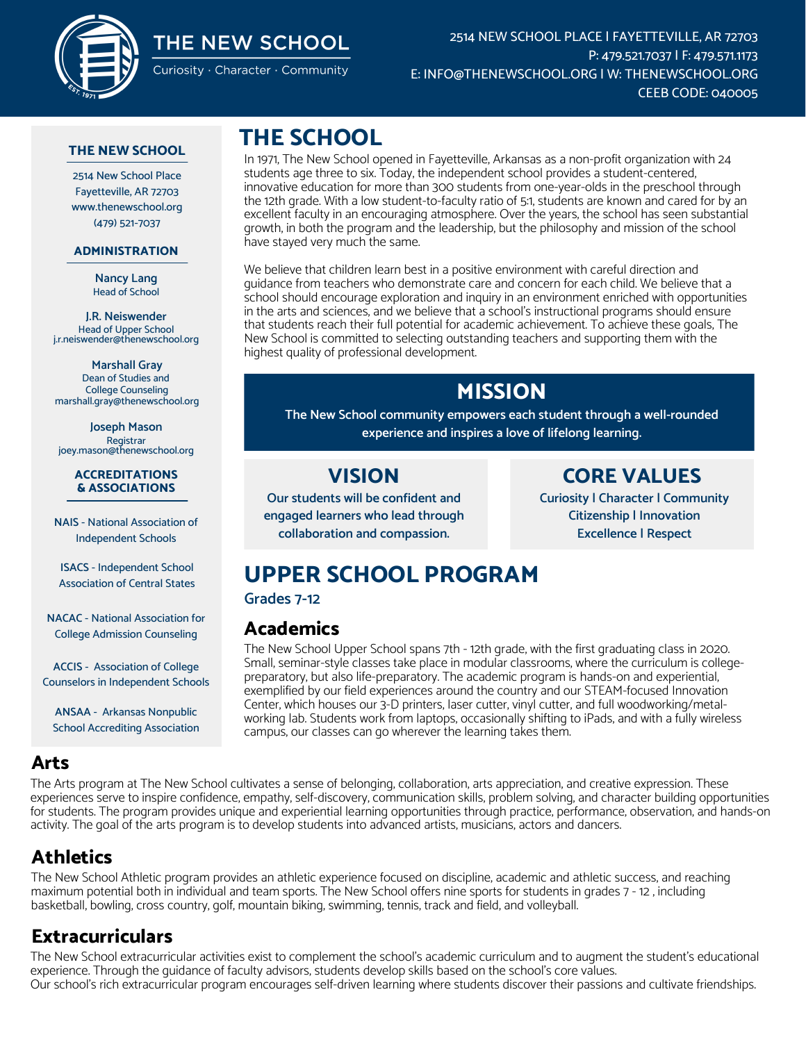# THE NEW SCHOOL

Curiosity · Character · Community

2514 NEW SCHOOL PLACE | FAYETTEVILLE, AR 72703
P: 479.521.7037 | F: 479.571.1173
E: INFO@THENEWSCHOOL.ORG | W: THENEWSCHOOL.ORG
CEEB CODE: 040005

## THE SCHOOL

In 1971, The New School opened in Fayetteville, Arkansas as a non-profit organization with 24 students age three to six. Today, the independent school provides a student-centered, innovative education for more than 300 students from one-year-olds in the preschool through the 12th grade. With a low student-to-faculty ratio of 5:1, students are known and cared for by an excellent faculty in an encouraging atmosphere. Over the years, the school has seen substantial growth, in both the program and the leadership, but the philosophy and mission of the school have stayed very much the same.

We believe that children learn best in a positive environment with careful direction and guidance from teachers who demonstrate care and concern for each child. We believe that a school should encourage exploration and inquiry in an environment enriched with opportunities in the arts and sciences, and we believe that a school's instructional programs should ensure that students reach their full potential for academic achievement. To achieve these goals, The New School is committed to selecting outstanding teachers and supporting them with the highest quality of professional development.

## MISSION

**The New School community empowers each student through a well-rounded experience and inspires a love of lifelong learning.**

## VISION

**Our students will be confident and engaged learners who lead through collaboration and compassion.**

## CORE VALUES

**Curiosity | Character | Community**
**Citizenship | Innovation**
**Excellence | Respect**

### THE NEW SCHOOL

2514 New School Place
Fayetteville, AR 72703
www.thenewschool.org
(479) 521-7037

### ADMINISTRATION

**Nancy Lang**
Head of School

**J.R. Neiswender**
Head of Upper School
j.r.neiswender@thenewschool.org

**Marshall Gray**
Dean of Studies and College Counseling
marshall.gray@thenewschool.org

**Joseph Mason**
Registrar
joey.mason@thenewschool.org

### ACCREDITATIONS & ASSOCIATIONS

NAIS - National Association of Independent Schools

ISACS - Independent School Association of Central States

NACAC - National Association for College Admission Counseling

ACCIS - Association of College Counselors in Independent Schools

ANSAA - Arkansas Nonpublic School Accrediting Association

## UPPER SCHOOL PROGRAM

**Grades 7-12**

### Academics

The New School Upper School spans 7th - 12th grade, with the first graduating class in 2020. Small, seminar-style classes take place in modular classrooms, where the curriculum is college-preparatory, but also life-preparatory. The academic program is hands-on and experiential, exemplified by our field experiences around the country and our STEAM-focused Innovation Center, which houses our 3-D printers, laser cutter, vinyl cutter, and full woodworking/metal-working lab. Students work from laptops, occasionally shifting to iPads, and with a fully wireless campus, our classes can go wherever the learning takes them.

### Arts

The Arts program at The New School cultivates a sense of belonging, collaboration, arts appreciation, and creative expression. These experiences serve to inspire confidence, empathy, self-discovery, communication skills, problem solving, and character building opportunities for students. The program provides unique and experiential learning opportunities through practice, performance, observation, and hands-on activity. The goal of the arts program is to develop students into advanced artists, musicians, actors and dancers.

### Athletics

The New School Athletic program provides an athletic experience focused on discipline, academic and athletic success, and reaching maximum potential both in individual and team sports. The New School offers nine sports for students in grades 7 - 12 , including basketball, bowling, cross country, golf, mountain biking, swimming, tennis, track and field, and volleyball.

### Extracurriculars

The New School extracurricular activities exist to complement the school's academic curriculum and to augment the student's educational experience. Through the guidance of faculty advisors, students develop skills based on the school's core values.
Our school's rich extracurricular program encourages self-driven learning where students discover their passions and cultivate friendships.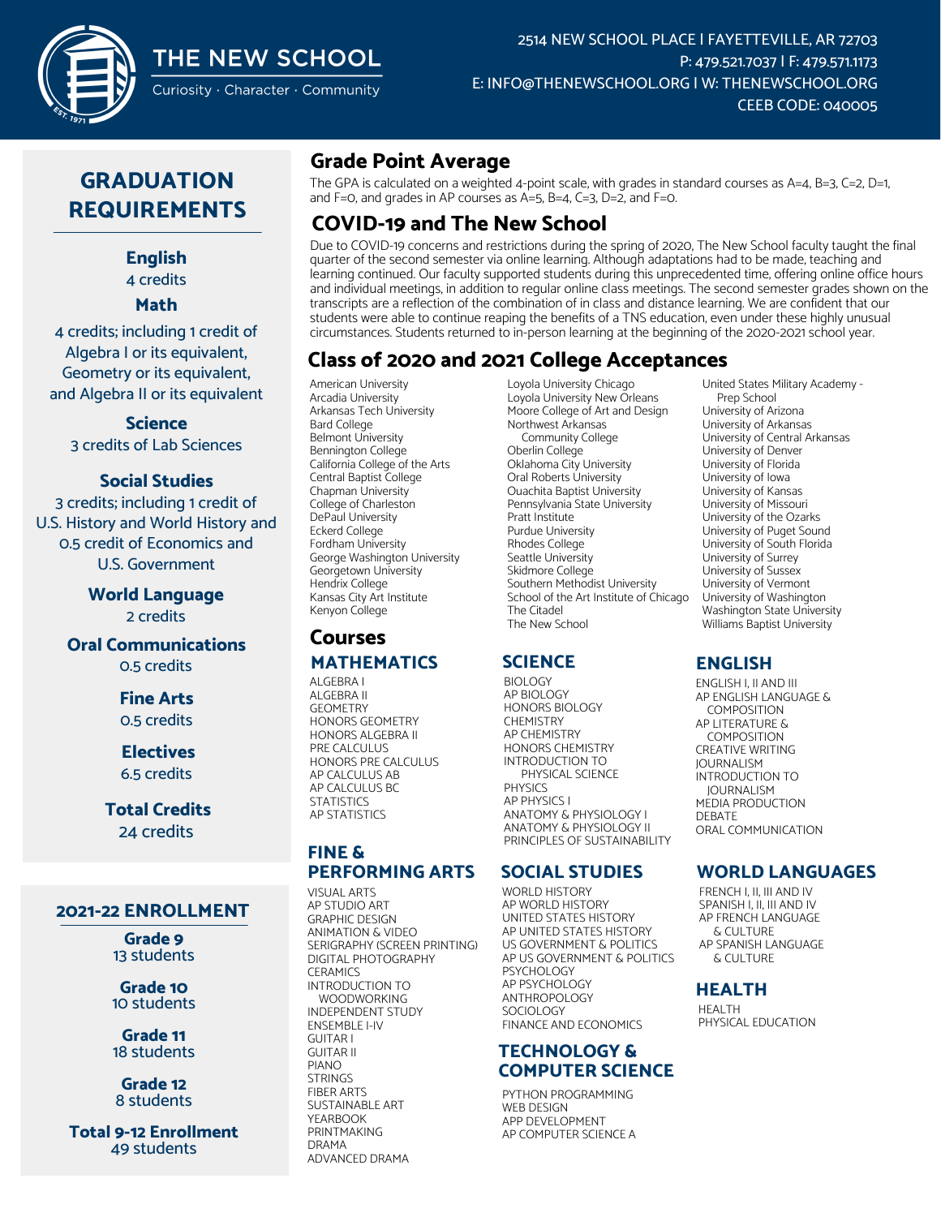# THE NEW SCHOOL

Curiosity · Character · Community

2514 NEW SCHOOL PLACE I FAYETTEVILLE, AR 72703
P: 479.521.7037 I F: 479.571.1173
E: INFO@THENEWSCHOOL.ORG I W: THENEWSCHOOL.ORG
CEEB CODE: 040005

## GRADUATION REQUIREMENTS

**English**
4 credits

**Math**
4 credits; including 1 credit of Algebra I or its equivalent, Geometry or its equivalent, and Algebra II or its equivalent

**Science**
3 credits of Lab Sciences

**Social Studies**
3 credits; including 1 credit of U.S. History and World History and 0.5 credit of Economics and U.S. Government

**World Language**
2 credits

**Oral Communications**
0.5 credits

**Fine Arts**
0.5 credits

**Electives**
6.5 credits

**Total Credits**
24 credits

## 2021-22 ENROLLMENT

**Grade 9**
13 students

**Grade 10**
10 students

**Grade 11**
18 students

**Grade 12**
8 students

**Total 9-12 Enrollment**
49 students

## Grade Point Average

The GPA is calculated on a weighted 4-point scale, with grades in standard courses as A=4, B=3, C=2, D=1, and F=0, and grades in AP courses as A=5, B=4, C=3, D=2, and F=0.

## COVID-19 and The New School

Due to COVID-19 concerns and restrictions during the spring of 2020, The New School faculty taught the final quarter of the second semester via online learning. Although adaptations had to be made, teaching and learning continued. Our faculty supported students during this unprecedented time, offering online office hours and individual meetings, in addition to regular online class meetings. The second semester grades shown on the transcripts are a reflection of the combination of in class and distance learning. We are confident that our students were able to continue reaping the benefits of a TNS education, even under these highly unusual circumstances. Students returned to in-person learning at the beginning of the 2020-2021 school year.

## Class of 2020 and 2021 College Acceptances

American University
Arcadia University
Arkansas Tech University
Bard College
Belmont University
Bennington College
California College of the Arts
Central Baptist College
Chapman University
College of Charleston
DePaul University
Eckerd College
Fordham University
George Washington University
Georgetown University
Hendrix College
Kansas City Art Institute
Kenyon College
Loyola University Chicago
Loyola University New Orleans
Moore College of Art and Design
Northwest Arkansas Community College
Oberlin College
Oklahoma City University
Oral Roberts University
Ouachita Baptist University
Pennsylvania State University
Pratt Institute
Purdue University
Rhodes College
Seattle University
Skidmore College
Southern Methodist University
School of the Art Institute of Chicago
The Citadel
The New School
United States Military Academy - Prep School
University of Arizona
University of Arkansas
University of Central Arkansas
University of Denver
University of Florida
University of Iowa
University of Kansas
University of Missouri
University of the Ozarks
University of Puget Sound
University of South Florida
University of Surrey
University of Sussex
University of Vermont
University of Washington
Washington State University
Williams Baptist University

## Courses

### MATHEMATICS

ALGEBRA I
ALGEBRA II
GEOMETRY
HONORS GEOMETRY
HONORS ALGEBRA II
PRE CALCULUS
HONORS PRE CALCULUS
AP CALCULUS AB
AP CALCULUS BC
STATISTICS
AP STATISTICS

### SCIENCE

BIOLOGY
AP BIOLOGY
HONORS BIOLOGY
CHEMISTRY
AP CHEMISTRY
HONORS CHEMISTRY
INTRODUCTION TO PHYSICAL SCIENCE
PHYSICS
AP PHYSICS I
ANATOMY & PHYSIOLOGY I
ANATOMY & PHYSIOLOGY II
PRINCIPLES OF SUSTAINABILITY

### ENGLISH

ENGLISH I, II AND III
AP ENGLISH LANGUAGE & COMPOSITION
AP LITERATURE & COMPOSITION
CREATIVE WRITING
JOURNALISM
INTRODUCTION TO JOURNALISM
MEDIA PRODUCTION
DEBATE
ORAL COMMUNICATION

### FINE & PERFORMING ARTS

VISUAL ARTS
AP STUDIO ART
GRAPHIC DESIGN
ANIMATION & VIDEO
SERIGRAPHY (SCREEN PRINTING)
DIGITAL PHOTOGRAPHY
CERAMICS
INTRODUCTION TO WOODWORKING
INDEPENDENT STUDY
ENSEMBLE I-IV
GUITAR I
GUITAR II
PIANO
STRINGS
FIBER ARTS
SUSTAINABLE ART
YEARBOOK
PRINTMAKING
DRAMA
ADVANCED DRAMA

### SOCIAL STUDIES

WORLD HISTORY
AP WORLD HISTORY
UNITED STATES HISTORY
AP UNITED STATES HISTORY
US GOVERNMENT & POLITICS
AP US GOVERNMENT & POLITICS
PSYCHOLOGY
AP PSYCHOLOGY
ANTHROPOLOGY
SOCIOLOGY
FINANCE AND ECONOMICS

### WORLD LANGUAGES

FRENCH I, II, III AND IV
SPANISH I, II, III AND IV
AP FRENCH LANGUAGE & CULTURE
AP SPANISH LANGUAGE & CULTURE

### TECHNOLOGY & COMPUTER SCIENCE

PYTHON PROGRAMMING
WEB DESIGN
APP DEVELOPMENT
AP COMPUTER SCIENCE A

### HEALTH

HEALTH
PHYSICAL EDUCATION